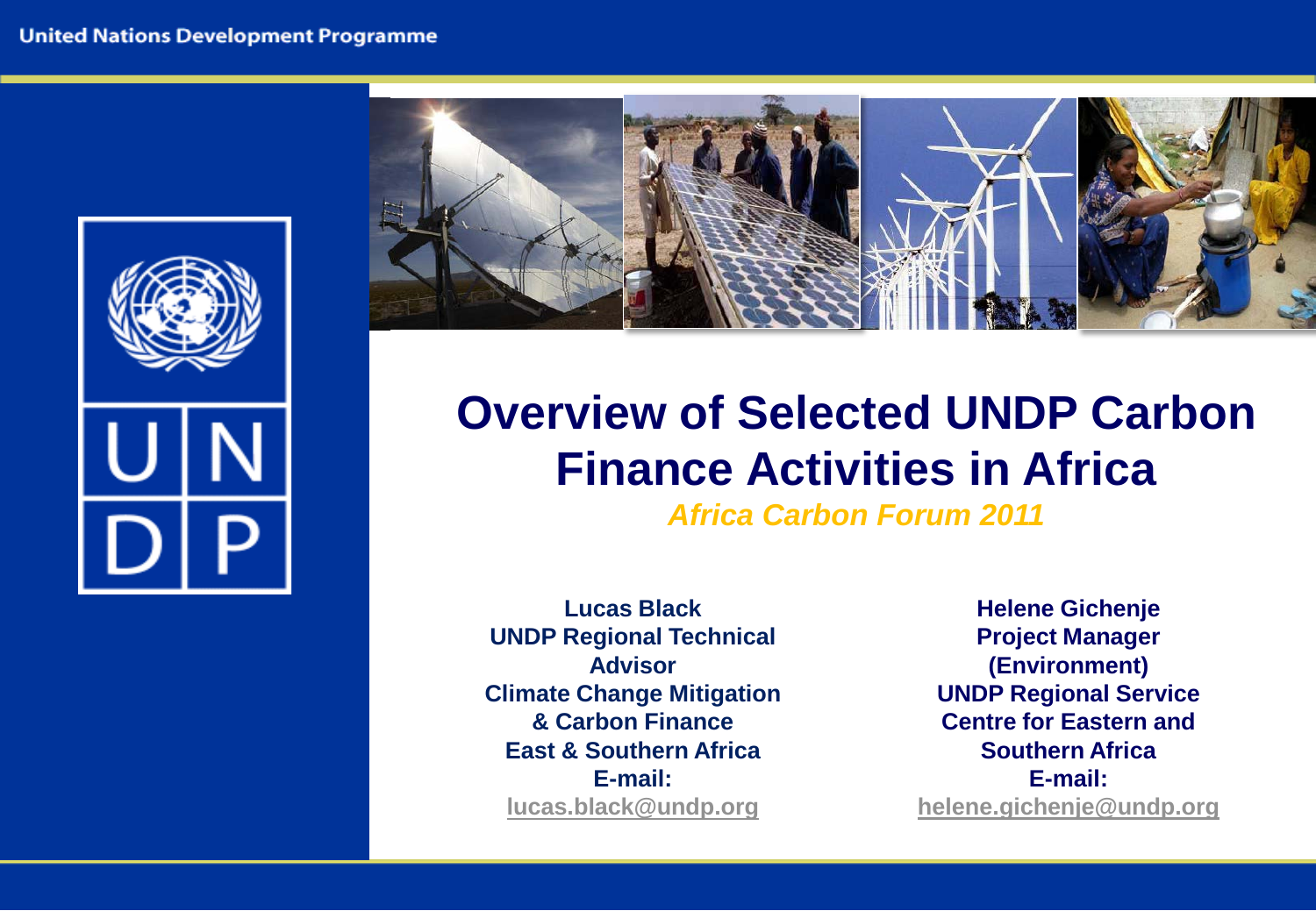United Nations Development Programme

# Overview of Selected UNDP Carbon Finance Activities in Africa

*Africa Carbon Forum 2011*

**Lucas Black**
**UNDP Regional Technical Advisor**
**Climate Change Mitigation & Carbon Finance**
**East & Southern Africa**
**E-mail:**
**lucas.black@undp.org**

**Helene Gichenje**
**Project Manager (Environment)**
**UNDP Regional Service Centre for Eastern and Southern Africa**
**E-mail:**
**helene.gichenje@undp.org**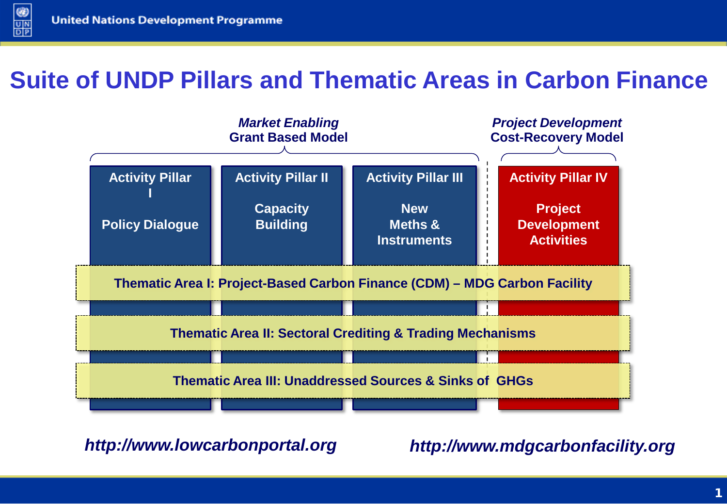# Suite of UNDP Pillars and Thematic Areas in Carbon Finance

*Market Enabling*
**Grant Based Model**

*Project Development*
**Cost-Recovery Model**

**Activity Pillar I**
**Policy Dialogue**

**Activity Pillar II**
**Capacity Building**

**Activity Pillar III**
**New Meths & Instruments**

**Activity Pillar IV**
**Project Development Activities**

**Thematic Area I: Project-Based Carbon Finance (CDM) – MDG Carbon Facility**

**Thematic Area II: Sectoral Crediting & Trading Mechanisms**

**Thematic Area III: Unaddressed Sources & Sinks of GHGs**

***http://www.lowcarbonportal.org***

***http://www.mdgcarbonfacility.org***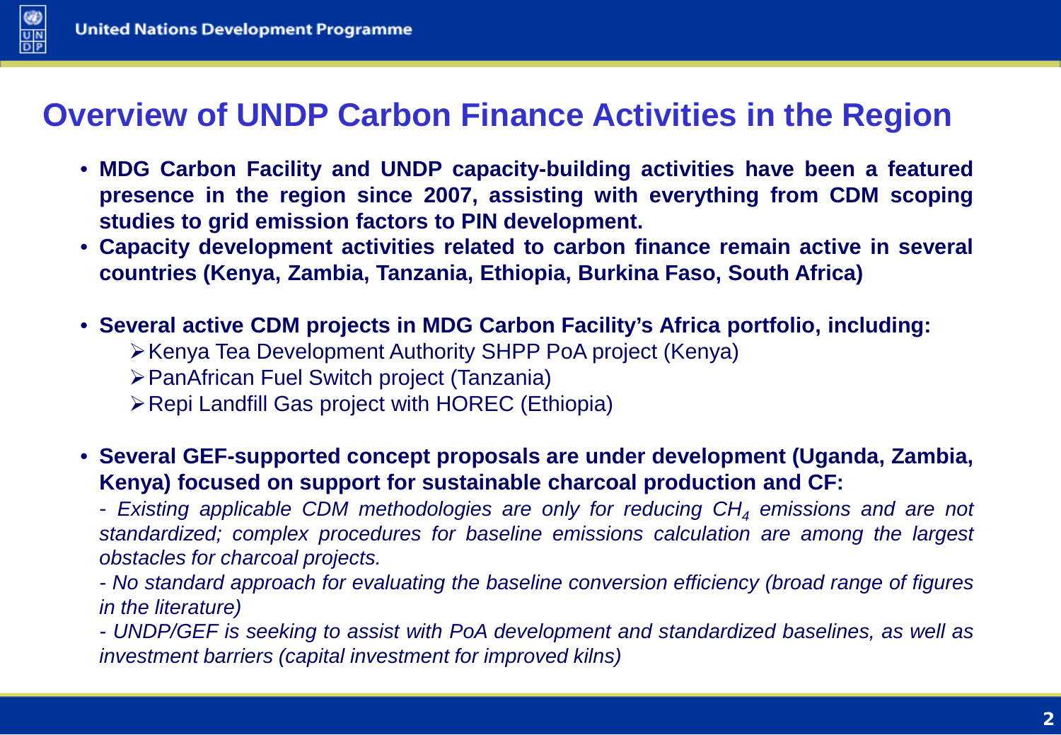# Overview of UNDP Carbon Finance Activities in the Region

- **MDG Carbon Facility and UNDP capacity-building activities have been a featured presence in the region since 2007, assisting with everything from CDM scoping studies to grid emission factors to PIN development.**
- **Capacity development activities related to carbon finance remain active in several countries (Kenya, Zambia, Tanzania, Ethiopia, Burkina Faso, South Africa)**

- **Several active CDM projects in MDG Carbon Facility's Africa portfolio, including:**
  - Kenya Tea Development Authority SHPP PoA project (Kenya)
  - PanAfrican Fuel Switch project (Tanzania)
  - Repi Landfill Gas project with HOREC (Ethiopia)

- **Several GEF-supported concept proposals are under development (Uganda, Zambia, Kenya) focused on support for sustainable charcoal production and CF:**

  *- Existing applicable CDM methodologies are only for reducing $CH_4$ emissions and are not standardized; complex procedures for baseline emissions calculation are among the largest obstacles for charcoal projects.*

  *- No standard approach for evaluating the baseline conversion efficiency (broad range of figures in the literature)*

  *- UNDP/GEF is seeking to assist with PoA development and standardized baselines, as well as investment barriers (capital investment for improved kilns)*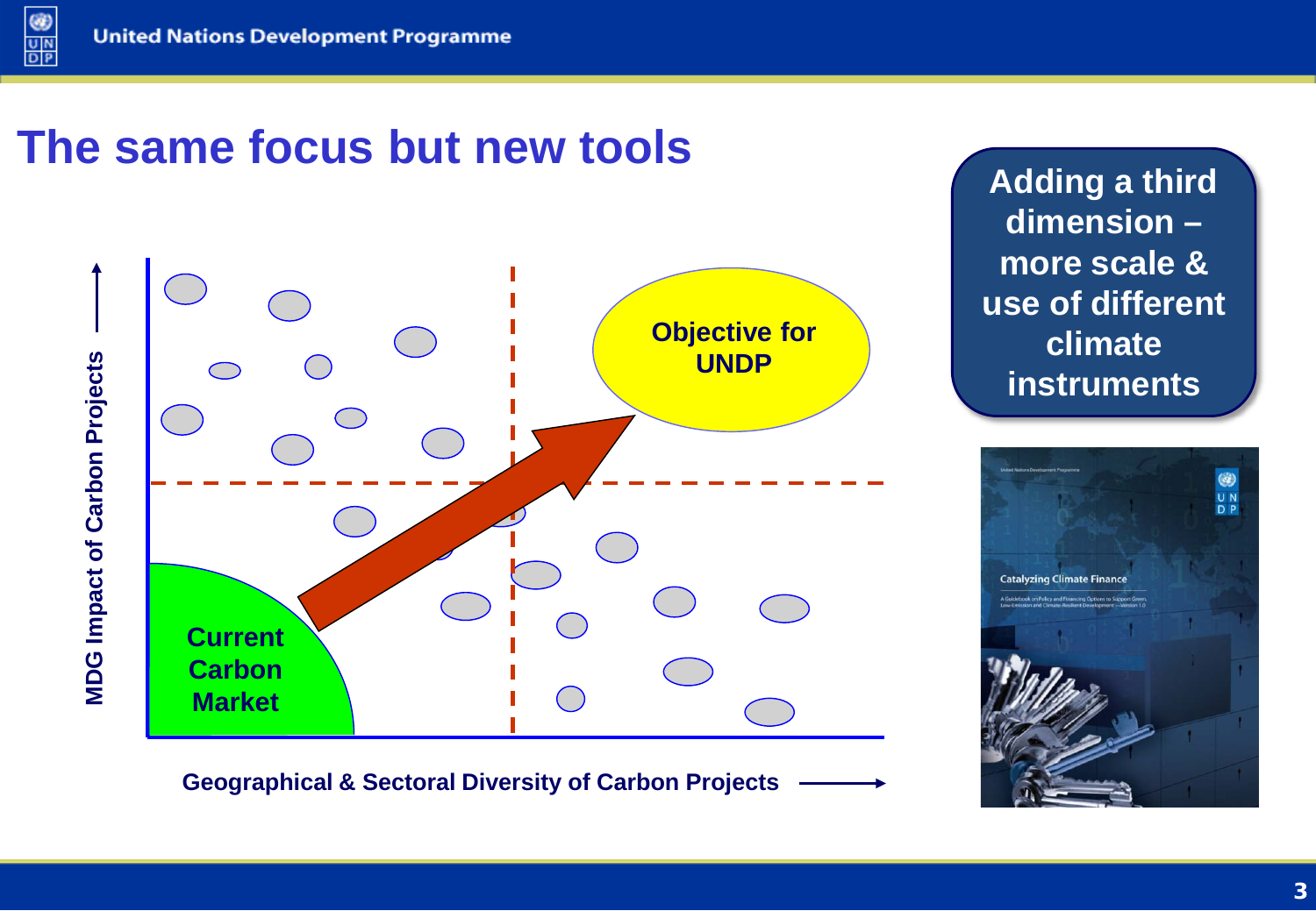# The same focus but new tools

MDG Impact of Carbon Projects

Objective for UNDP

Current Carbon Market

Geographical & Sectoral Diversity of Carbon Projects

**Adding a third dimension – more scale & use of different climate instruments**

United Nations Development Programme

Catalyzing Climate Finance

A Guidebook on Policy and Financing Options to Support Green, Low-Emission and Climate-Resilient Development — Version 1.0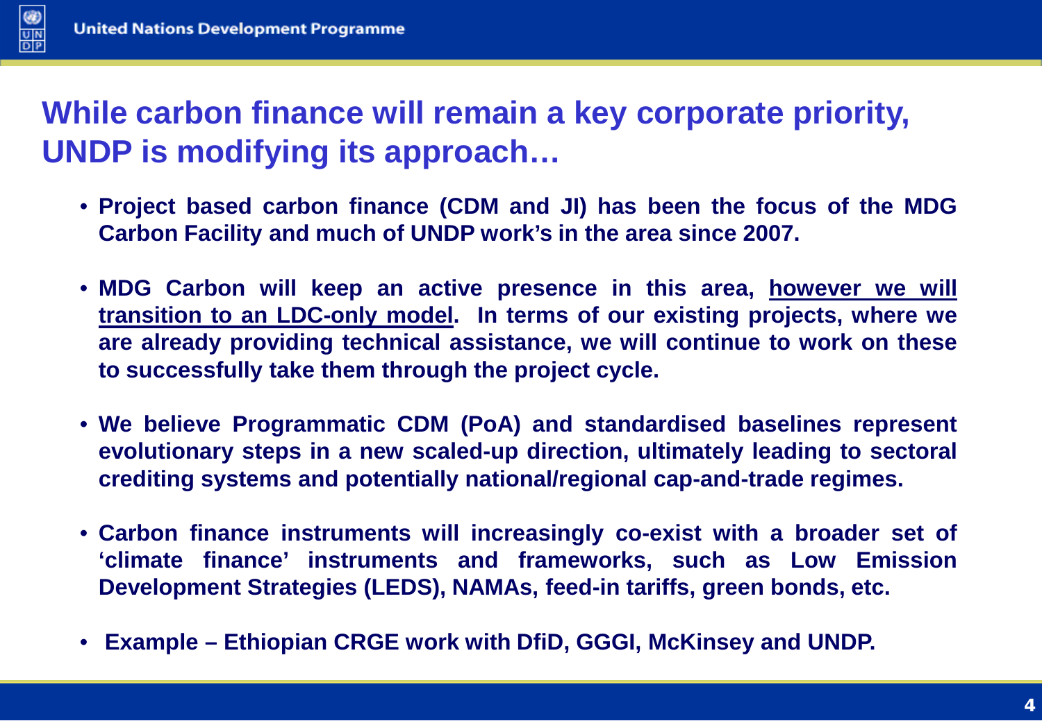## While carbon finance will remain a key corporate priority, UNDP is modifying its approach…

- **Project based carbon finance (CDM and JI) has been the focus of the MDG Carbon Facility and much of UNDP work's in the area since 2007.**
- **MDG Carbon will keep an active presence in this area, <u>however we will transition to an LDC-only model</u>. In terms of our existing projects, where we are already providing technical assistance, we will continue to work on these to successfully take them through the project cycle.**
- **We believe Programmatic CDM (PoA) and standardised baselines represent evolutionary steps in a new scaled-up direction, ultimately leading to sectoral crediting systems and potentially national/regional cap-and-trade regimes.**
- **Carbon finance instruments will increasingly co-exist with a broader set of 'climate finance' instruments and frameworks, such as Low Emission Development Strategies (LEDS), NAMAs, feed-in tariffs, green bonds, etc.**
- **Example – Ethiopian CRGE work with DfiD, GGGI, McKinsey and UNDP.**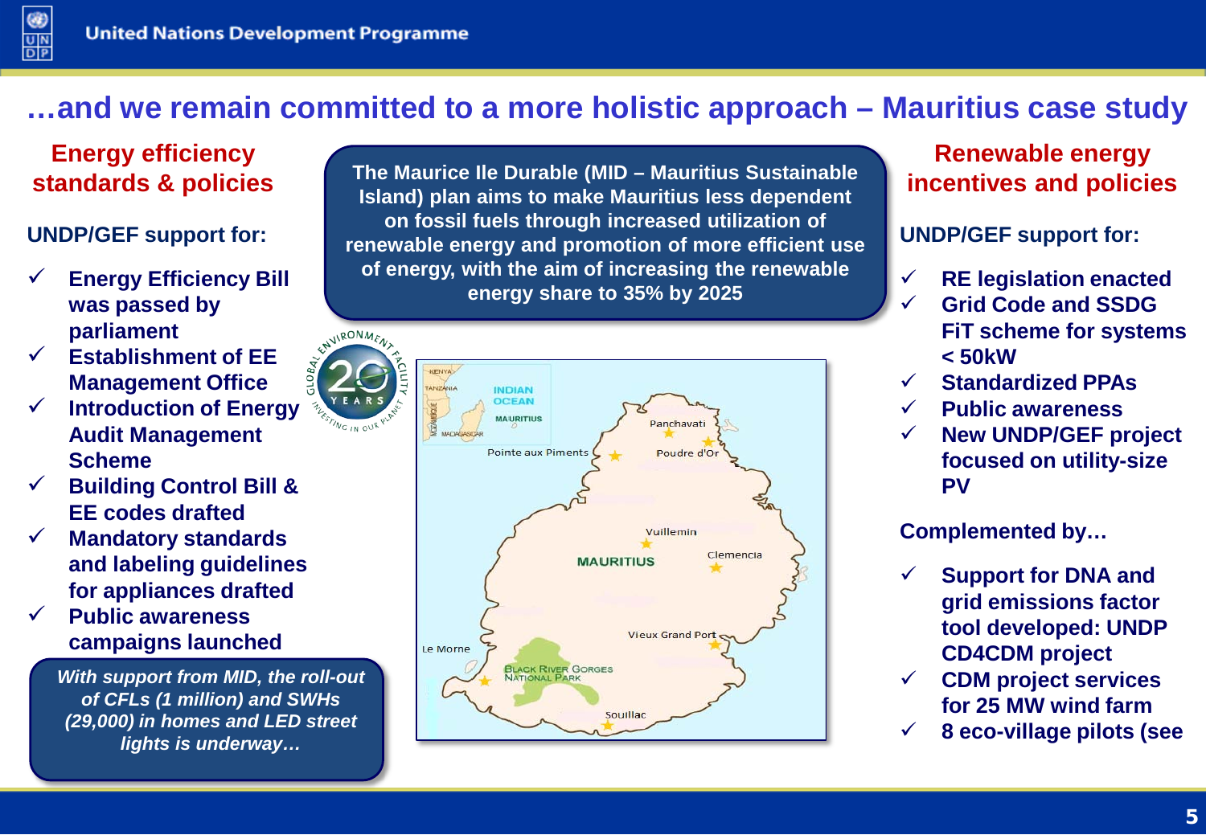# …and we remain committed to a more holistic approach – Mauritius case study

## Energy efficiency standards & policies

**UNDP/GEF support for:**

- ✓ **Energy Efficiency Bill was passed by parliament**
- ✓ **Establishment of EE Management Office**
- ✓ **Introduction of Energy Audit Management Scheme**
- ✓ **Building Control Bill & EE codes drafted**
- ✓ **Mandatory standards and labeling guidelines for appliances drafted**
- ✓ **Public awareness campaigns launched**

***With support from MID, the roll-out of CFLs (1 million) and SWHs (29,000) in homes and LED street lights is underway…***

**The Maurice Ile Durable (MID – Mauritius Sustainable Island) plan aims to make Mauritius less dependent on fossil fuels through increased utilization of renewable energy and promotion of more efficient use of energy, with the aim of increasing the renewable energy share to 35% by 2025**

## Renewable energy incentives and policies

**UNDP/GEF support for:**

- ✓ **RE legislation enacted**
- ✓ **Grid Code and SSDG FiT scheme for systems < 50kW**
- ✓ **Standardized PPAs**
- ✓ **Public awareness**
- ✓ **New UNDP/GEF project focused on utility-size PV**

**Complemented by…**

- ✓ **Support for DNA and grid emissions factor tool developed: UNDP CD4CDM project**
- ✓ **CDM project services for 25 MW wind farm**
- ✓ **8 eco-village pilots (see**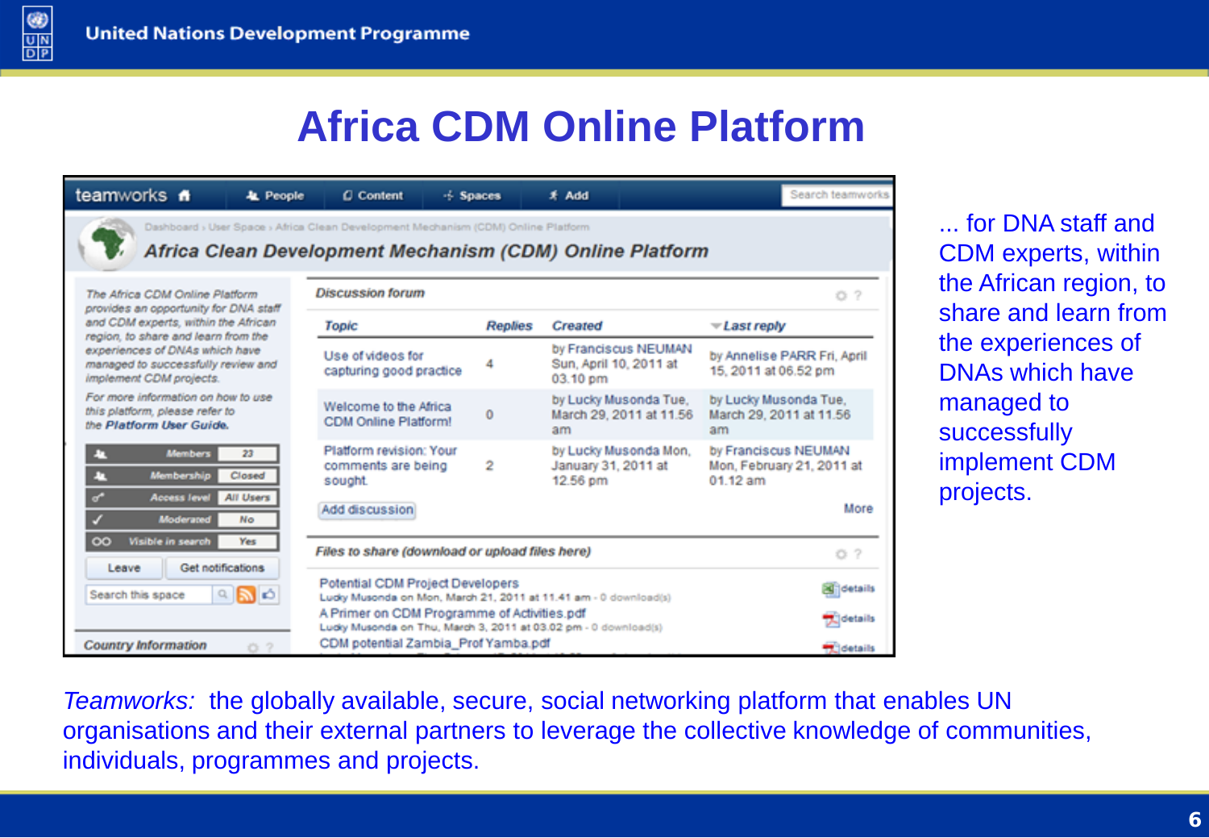# Africa CDM Online Platform

... for DNA staff and CDM experts, within the African region, to share and learn from the experiences of DNAs which have managed to successfully implement CDM projects.

*Teamworks:* the globally available, secure, social networking platform that enables UN organisations and their external partners to leverage the collective knowledge of communities, individuals, programmes and projects.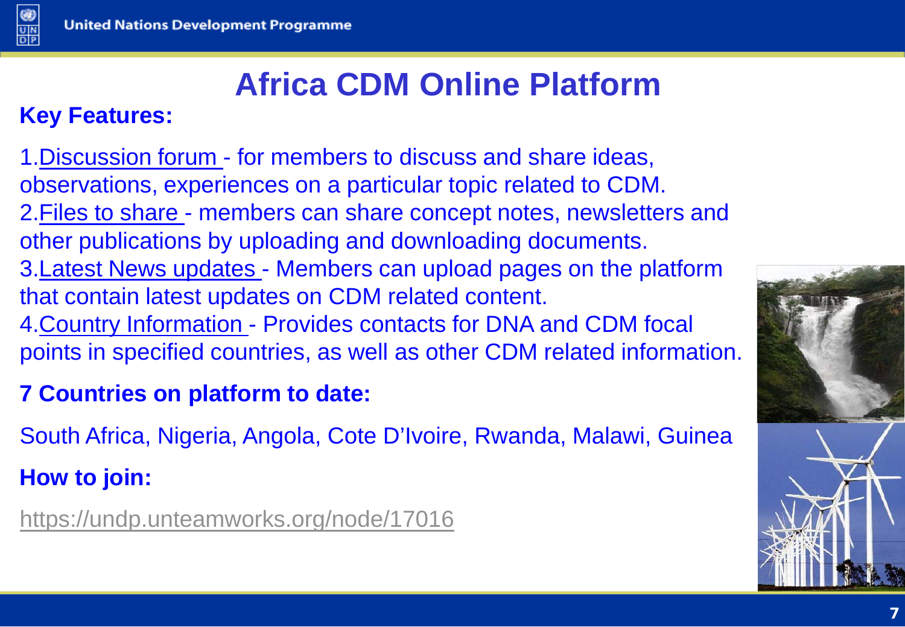# Africa CDM Online Platform

**Key Features:**

1. Discussion forum - for members to discuss and share ideas, observations, experiences on a particular topic related to CDM.
2. Files to share - members can share concept notes, newsletters and other publications by uploading and downloading documents.
3. Latest News updates - Members can upload pages on the platform that contain latest updates on CDM related content.
4. Country Information - Provides contacts for DNA and CDM focal points in specified countries, as well as other CDM related information.

**7 Countries on platform to date:**

South Africa, Nigeria, Angola, Cote D'Ivoire, Rwanda, Malawi, Guinea

**How to join:**

https://undp.unteamworks.org/node/17016